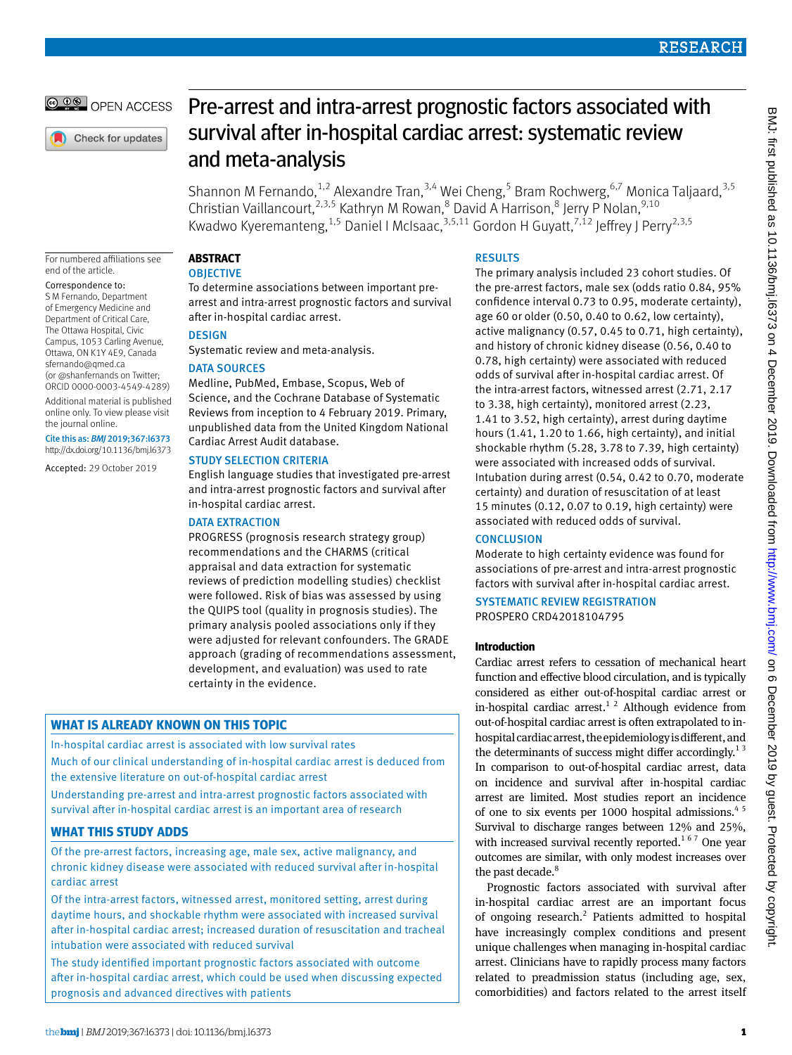# Pre-arrest and intra-arrest prognostic factors associated with survival after in-hospital cardiac arrest: systematic review and meta-analysis

Shannon M Fernando,[1,2] Alexandre Tran,[3,4] Wei Cheng,[5] Bram Rochwerg,[6,7] Monica Taljaard,[3,5] Christian Vaillancourt,[2,3,5] Kathryn M Rowan,[8] David A Harrison,[8] Jerry P Nolan,[9,10] Kwadwo Kyeremanteng,[1,5] Daniel I McIsaac,[3,5,11] Gordon H Guyatt,[7,12] Jeffrey J Perry[2,3,5]

For numbered affiliations see end of the article.

Correspondence to: S M Fernando, Department of Emergency Medicine and Department of Critical Care, The Ottawa Hospital, Civic Campus, 1053 Carling Avenue, Ottawa, ON K1Y 4E9, Canada sfernando@qmed.ca (or @shanfernands on Twitter; ORCID 0000-0003-4549-4289)

Additional material is published online only. To view please visit the journal online.

Cite this as: *BMJ* 2019;367:l6373 http://dx.doi.org/10.1136/bmj.l6373

Accepted: 29 October 2019

## ABSTRACT

### OBJECTIVE

To determine associations between important pre-arrest and intra-arrest prognostic factors and survival after in-hospital cardiac arrest.

### DESIGN

Systematic review and meta-analysis.

### DATA SOURCES

Medline, PubMed, Embase, Scopus, Web of Science, and the Cochrane Database of Systematic Reviews from inception to 4 February 2019. Primary, unpublished data from the United Kingdom National Cardiac Arrest Audit database.

### STUDY SELECTION CRITERIA

English language studies that investigated pre-arrest and intra-arrest prognostic factors and survival after in-hospital cardiac arrest.

### DATA EXTRACTION

PROGRESS (prognosis research strategy group) recommendations and the CHARMS (critical appraisal and data extraction for systematic reviews of prediction modelling studies) checklist were followed. Risk of bias was assessed by using the QUIPS tool (quality in prognosis studies). The primary analysis pooled associations only if they were adjusted for relevant confounders. The GRADE approach (grading of recommendations assessment, development, and evaluation) was used to rate certainty in the evidence.

### RESULTS

The primary analysis included 23 cohort studies. Of the pre-arrest factors, male sex (odds ratio 0.84, 95% confidence interval 0.73 to 0.95, moderate certainty), age 60 or older (0.50, 0.40 to 0.62, low certainty), active malignancy (0.57, 0.45 to 0.71, high certainty), and history of chronic kidney disease (0.56, 0.40 to 0.78, high certainty) were associated with reduced odds of survival after in-hospital cardiac arrest. Of the intra-arrest factors, witnessed arrest (2.71, 2.17 to 3.38, high certainty), monitored arrest (2.23, 1.41 to 3.52, high certainty), arrest during daytime hours (1.41, 1.20 to 1.66, high certainty), and initial shockable rhythm (5.28, 3.78 to 7.39, high certainty) were associated with increased odds of survival. Intubation during arrest (0.54, 0.42 to 0.70, moderate certainty) and duration of resuscitation of at least 15 minutes (0.12, 0.07 to 0.19, high certainty) were associated with reduced odds of survival.

### CONCLUSION

Moderate to high certainty evidence was found for associations of pre-arrest and intra-arrest prognostic factors with survival after in-hospital cardiac arrest.

### SYSTEMATIC REVIEW REGISTRATION

PROSPERO CRD42018104795

## WHAT IS ALREADY KNOWN ON THIS TOPIC

In-hospital cardiac arrest is associated with low survival rates

Much of our clinical understanding of in-hospital cardiac arrest is deduced from the extensive literature on out-of-hospital cardiac arrest

Understanding pre-arrest and intra-arrest prognostic factors associated with survival after in-hospital cardiac arrest is an important area of research

## WHAT THIS STUDY ADDS

Of the pre-arrest factors, increasing age, male sex, active malignancy, and chronic kidney disease were associated with reduced survival after in-hospital cardiac arrest

Of the intra-arrest factors, witnessed arrest, monitored setting, arrest during daytime hours, and shockable rhythm were associated with increased survival after in-hospital cardiac arrest; increased duration of resuscitation and tracheal intubation were associated with reduced survival

The study identified important prognostic factors associated with outcome after in-hospital cardiac arrest, which could be used when discussing expected prognosis and advanced directives with patients

## Introduction

Cardiac arrest refers to cessation of mechanical heart function and effective blood circulation, and is typically considered as either out-of-hospital cardiac arrest or in-hospital cardiac arrest.[1 2] Although evidence from out-of-hospital cardiac arrest is often extrapolated to in-hospital cardiac arrest, the epidemiology is different, and the determinants of success might differ accordingly.[1 3] In comparison to out-of-hospital cardiac arrest, data on incidence and survival after in-hospital cardiac arrest are limited. Most studies report an incidence of one to six events per 1000 hospital admissions.[4 5] Survival to discharge ranges between 12% and 25%, with increased survival recently reported.[1 6 7] One year outcomes are similar, with only modest increases over the past decade.[8]

Prognostic factors associated with survival after in-hospital cardiac arrest are an important focus of ongoing research.[2] Patients admitted to hospital have increasingly complex conditions and present unique challenges when managing in-hospital cardiac arrest. Clinicians have to rapidly process many factors related to preadmission status (including age, sex, comorbidities) and factors related to the arrest itself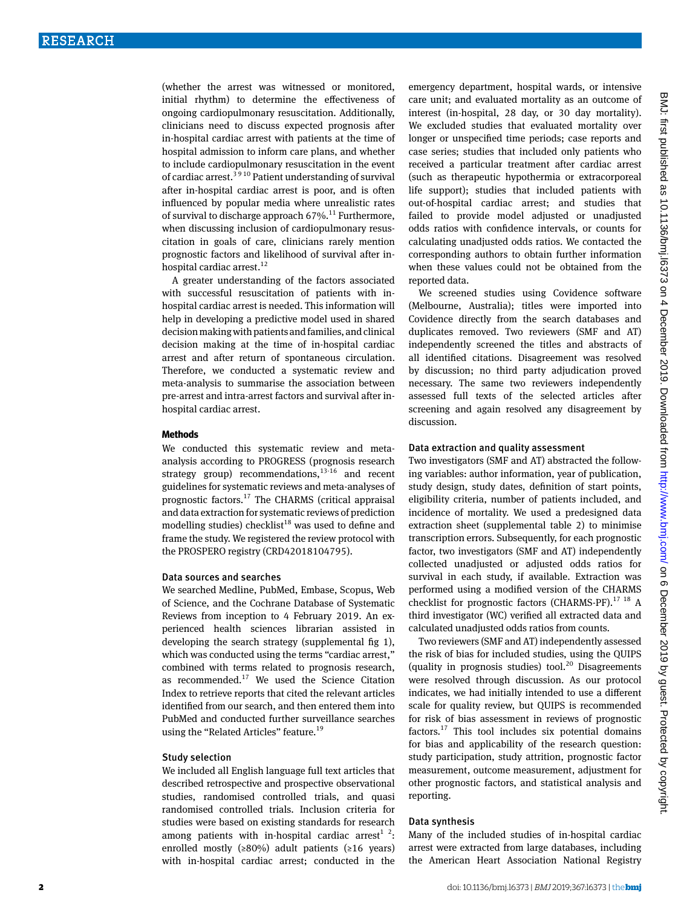(whether the arrest was witnessed or monitored, initial rhythm) to determine the effectiveness of ongoing cardiopulmonary resuscitation. Additionally, clinicians need to discuss expected prognosis after in-hospital cardiac arrest with patients at the time of hospital admission to inform care plans, and whether to include cardiopulmonary resuscitation in the event of cardiac arrest.[3 9 10] Patient understanding of survival after in-hospital cardiac arrest is poor, and is often influenced by popular media where unrealistic rates of survival to discharge approach 67%.[11] Furthermore, when discussing inclusion of cardiopulmonary resuscitation in goals of care, clinicians rarely mention prognostic factors and likelihood of survival after in-hospital cardiac arrest.[12]

A greater understanding of the factors associated with successful resuscitation of patients with in-hospital cardiac arrest is needed. This information will help in developing a predictive model used in shared decision making with patients and families, and clinical decision making at the time of in-hospital cardiac arrest and after return of spontaneous circulation. Therefore, we conducted a systematic review and meta-analysis to summarise the association between pre-arrest and intra-arrest factors and survival after in-hospital cardiac arrest.

## Methods

We conducted this systematic review and meta-analysis according to PROGRESS (prognosis research strategy group) recommendations,[13-16] and recent guidelines for systematic reviews and meta-analyses of prognostic factors.[17] The CHARMS (critical appraisal and data extraction for systematic reviews of prediction modelling studies) checklist[18] was used to define and frame the study. We registered the review protocol with the PROSPERO registry (CRD42018104795).

### Data sources and searches

We searched Medline, PubMed, Embase, Scopus, Web of Science, and the Cochrane Database of Systematic Reviews from inception to 4 February 2019. An experienced health sciences librarian assisted in developing the search strategy (supplemental fig 1), which was conducted using the terms "cardiac arrest," combined with terms related to prognosis research, as recommended.[17] We used the Science Citation Index to retrieve reports that cited the relevant articles identified from our search, and then entered them into PubMed and conducted further surveillance searches using the "Related Articles" feature.[19]

### Study selection

We included all English language full text articles that described retrospective and prospective observational studies, randomised controlled trials, and quasi randomised controlled trials. Inclusion criteria for studies were based on existing standards for research among patients with in-hospital cardiac arrest[1 2]: enrolled mostly (≥80%) adult patients (≥16 years) with in-hospital cardiac arrest; conducted in the emergency department, hospital wards, or intensive care unit; and evaluated mortality as an outcome of interest (in-hospital, 28 day, or 30 day mortality). We excluded studies that evaluated mortality over longer or unspecified time periods; case reports and case series; studies that included only patients who received a particular treatment after cardiac arrest (such as therapeutic hypothermia or extracorporeal life support); studies that included patients with out-of-hospital cardiac arrest; and studies that failed to provide model adjusted or unadjusted odds ratios with confidence intervals, or counts for calculating unadjusted odds ratios. We contacted the corresponding authors to obtain further information when these values could not be obtained from the reported data.

We screened studies using Covidence software (Melbourne, Australia); titles were imported into Covidence directly from the search databases and duplicates removed. Two reviewers (SMF and AT) independently screened the titles and abstracts of all identified citations. Disagreement was resolved by discussion; no third party adjudication proved necessary. The same two reviewers independently assessed full texts of the selected articles after screening and again resolved any disagreement by discussion.

### Data extraction and quality assessment

Two investigators (SMF and AT) abstracted the following variables: author information, year of publication, study design, study dates, definition of start points, eligibility criteria, number of patients included, and incidence of mortality. We used a predesigned data extraction sheet (supplemental table 2) to minimise transcription errors. Subsequently, for each prognostic factor, two investigators (SMF and AT) independently collected unadjusted or adjusted odds ratios for survival in each study, if available. Extraction was performed using a modified version of the CHARMS checklist for prognostic factors (CHARMS-PF).[17 18] A third investigator (WC) verified all extracted data and calculated unadjusted odds ratios from counts.

Two reviewers (SMF and AT) independently assessed the risk of bias for included studies, using the QUIPS (quality in prognosis studies) tool.[20] Disagreements were resolved through discussion. As our protocol indicates, we had initially intended to use a different scale for quality review, but QUIPS is recommended for risk of bias assessment in reviews of prognostic factors.[17] This tool includes six potential domains for bias and applicability of the research question: study participation, study attrition, prognostic factor measurement, outcome measurement, adjustment for other prognostic factors, and statistical analysis and reporting.

### Data synthesis

Many of the included studies of in-hospital cardiac arrest were extracted from large databases, including the American Heart Association National Registry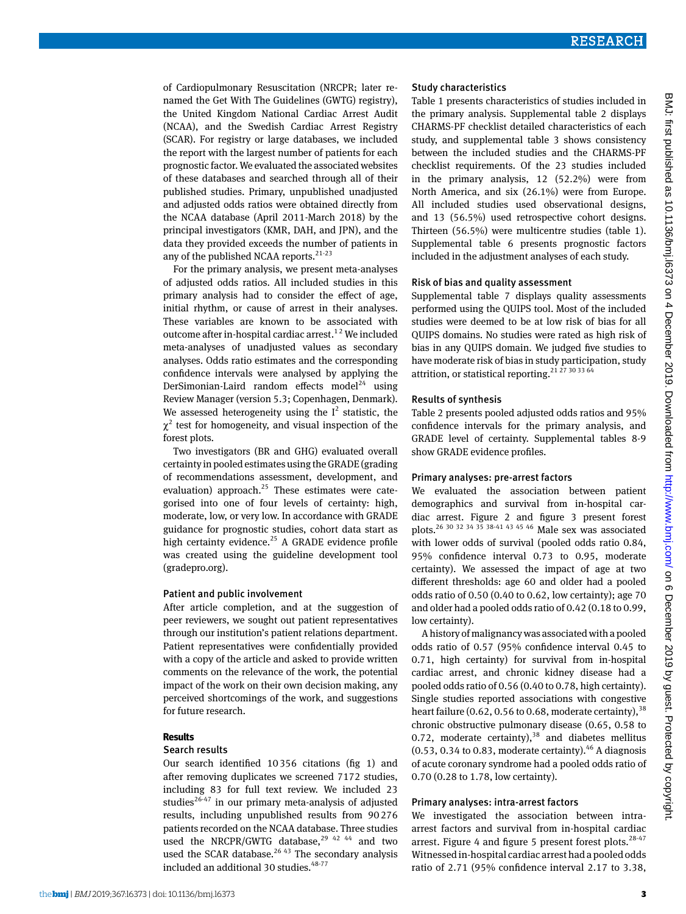of Cardiopulmonary Resuscitation (NRCPR; later renamed the Get With The Guidelines (GWTG) registry), the United Kingdom National Cardiac Arrest Audit (NCAA), and the Swedish Cardiac Arrest Registry (SCAR). For registry or large databases, we included the report with the largest number of patients for each prognostic factor. We evaluated the associated websites of these databases and searched through all of their published studies. Primary, unpublished unadjusted and adjusted odds ratios were obtained directly from the NCAA database (April 2011-March 2018) by the principal investigators (KMR, DAH, and JPN), and the data they provided exceeds the number of patients in any of the published NCAA reports.[21-23]

For the primary analysis, we present meta-analyses of adjusted odds ratios. All included studies in this primary analysis had to consider the effect of age, initial rhythm, or cause of arrest in their analyses. These variables are known to be associated with outcome after in-hospital cardiac arrest.[1 2] We included meta-analyses of unadjusted values as secondary analyses. Odds ratio estimates and the corresponding confidence intervals were analysed by applying the DerSimonian-Laird random effects model[24] using Review Manager (version 5.3; Copenhagen, Denmark). We assessed heterogeneity using the $I^2$ statistic, the $\chi^2$ test for homogeneity, and visual inspection of the forest plots.

Two investigators (BR and GHG) evaluated overall certainty in pooled estimates using the GRADE (grading of recommendations assessment, development, and evaluation) approach.[25] These estimates were categorised into one of four levels of certainty: high, moderate, low, or very low. In accordance with GRADE guidance for prognostic studies, cohort data start as high certainty evidence.[25] A GRADE evidence profile was created using the guideline development tool (gradepro.org).

### Patient and public involvement

After article completion, and at the suggestion of peer reviewers, we sought out patient representatives through our institution's patient relations department. Patient representatives were confidentially provided with a copy of the article and asked to provide written comments on the relevance of the work, the potential impact of the work on their own decision making, any perceived shortcomings of the work, and suggestions for future research.

## Results

### Search results

Our search identified 10 356 citations (fig 1) and after removing duplicates we screened 7172 studies, including 83 for full text review. We included 23 studies[26-47] in our primary meta-analysis of adjusted results, including unpublished results from 90 276 patients recorded on the NCAA database. Three studies used the NRCPR/GWTG database,[29 42 44] and two used the SCAR database.[26 43] The secondary analysis included an additional 30 studies.[48-77]

### Study characteristics

Table 1 presents characteristics of studies included in the primary analysis. Supplemental table 2 displays CHARMS-PF checklist detailed characteristics of each study, and supplemental table 3 shows consistency between the included studies and the CHARMS-PF checklist requirements. Of the 23 studies included in the primary analysis, 12 (52.2%) were from North America, and six (26.1%) were from Europe. All included studies used observational designs, and 13 (56.5%) used retrospective cohort designs. Thirteen (56.5%) were multicentre studies (table 1). Supplemental table 6 presents prognostic factors included in the adjustment analyses of each study.

### Risk of bias and quality assessment

Supplemental table 7 displays quality assessments performed using the QUIPS tool. Most of the included studies were deemed to be at low risk of bias for all QUIPS domains. No studies were rated as high risk of bias in any QUIPS domain. We judged five studies to have moderate risk of bias in study participation, study attrition, or statistical reporting.[21 27 30 33 64]

### Results of synthesis

Table 2 presents pooled adjusted odds ratios and 95% confidence intervals for the primary analysis, and GRADE level of certainty. Supplemental tables 8-9 show GRADE evidence profiles.

### Primary analyses: pre-arrest factors

We evaluated the association between patient demographics and survival from in-hospital cardiac arrest. Figure 2 and figure 3 present forest plots.[26 30 32 34 35 38-41 43 45 46] Male sex was associated with lower odds of survival (pooled odds ratio 0.84, 95% confidence interval 0.73 to 0.95, moderate certainty). We assessed the impact of age at two different thresholds: age 60 and older had a pooled odds ratio of 0.50 (0.40 to 0.62, low certainty); age 70 and older had a pooled odds ratio of 0.42 (0.18 to 0.99, low certainty).

A history of malignancy was associated with a pooled odds ratio of 0.57 (95% confidence interval 0.45 to 0.71, high certainty) for survival from in-hospital cardiac arrest, and chronic kidney disease had a pooled odds ratio of 0.56 (0.40 to 0.78, high certainty). Single studies reported associations with congestive heart failure (0.62, 0.56 to 0.68, moderate certainty),[38] chronic obstructive pulmonary disease (0.65, 0.58 to 0.72, moderate certainty),[38] and diabetes mellitus (0.53, 0.34 to 0.83, moderate certainty).[46] A diagnosis of acute coronary syndrome had a pooled odds ratio of 0.70 (0.28 to 1.78, low certainty).

### Primary analyses: intra-arrest factors

We investigated the association between intra-arrest factors and survival from in-hospital cardiac arrest. Figure 4 and figure 5 present forest plots.[28-47] Witnessed in-hospital cardiac arrest had a pooled odds ratio of 2.71 (95% confidence interval 2.17 to 3.38,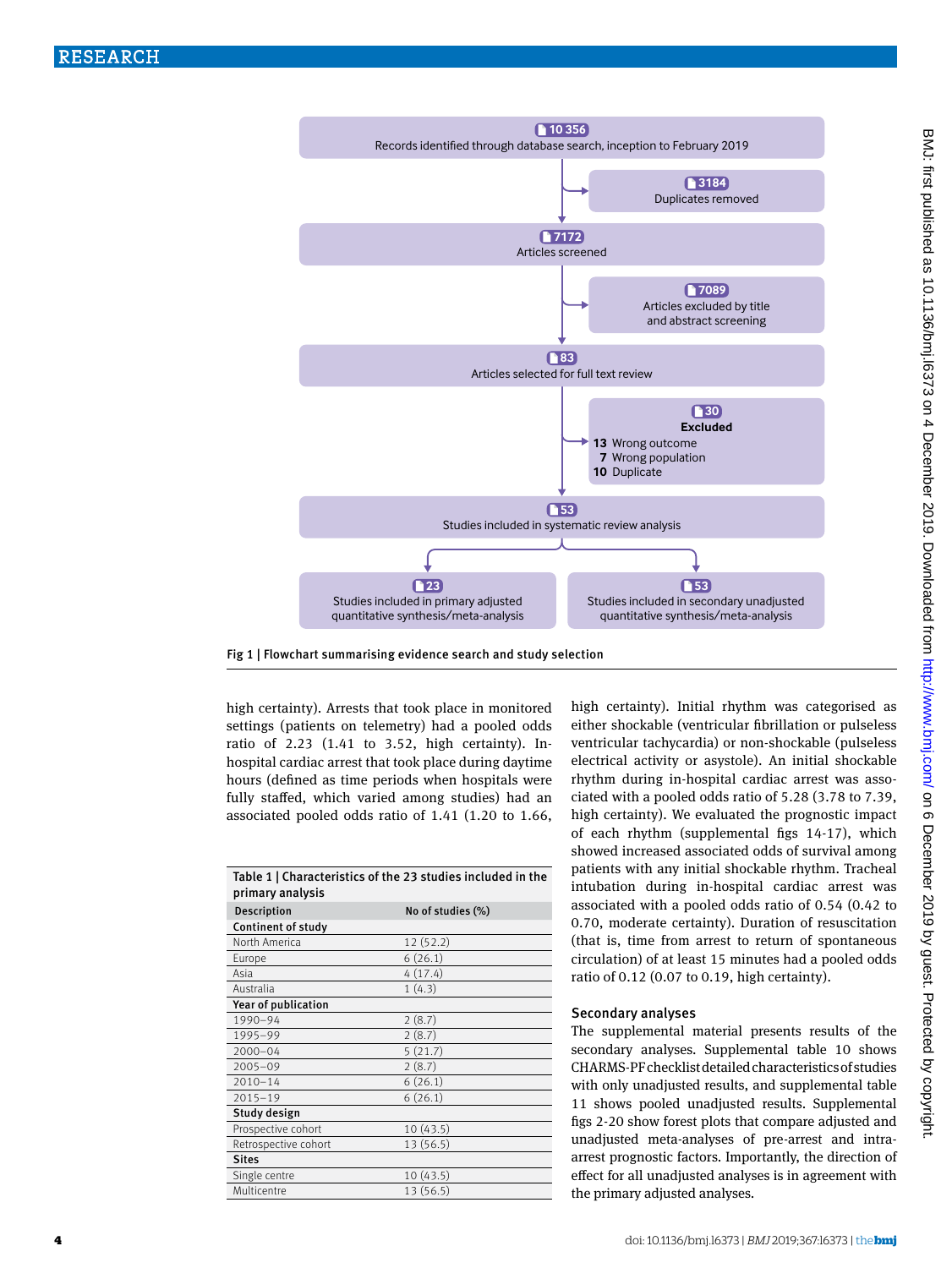10 356
Records identified through database search, inception to February 2019

3184
Duplicates removed

7172
Articles screened

7089
Articles excluded by title and abstract screening

83
Articles selected for full text review

30
**Excluded**
**13** Wrong outcome
**7** Wrong population
**10** Duplicate

53
Studies included in systematic review analysis

23
Studies included in primary adjusted quantitative synthesis/meta-analysis

53
Studies included in secondary unadjusted quantitative synthesis/meta-analysis

Fig 1 | Flowchart summarising evidence search and study selection

high certainty). Arrests that took place in monitored settings (patients on telemetry) had a pooled odds ratio of 2.23 (1.41 to 3.52, high certainty). In-hospital cardiac arrest that took place during daytime hours (defined as time periods when hospitals were fully staffed, which varied among studies) had an associated pooled odds ratio of 1.41 (1.20 to 1.66, high certainty). Initial rhythm was categorised as either shockable (ventricular fibrillation or pulseless ventricular tachycardia) or non-shockable (pulseless electrical activity or asystole). An initial shockable rhythm during in-hospital cardiac arrest was associated with a pooled odds ratio of 5.28 (3.78 to 7.39, high certainty). We evaluated the prognostic impact of each rhythm (supplemental figs 14-17), which showed increased associated odds of survival among patients with any initial shockable rhythm. Tracheal intubation during in-hospital cardiac arrest was associated with a pooled odds ratio of 0.54 (0.42 to 0.70, moderate certainty). Duration of resuscitation (that is, time from arrest to return of spontaneous circulation) of at least 15 minutes had a pooled odds ratio of 0.12 (0.07 to 0.19, high certainty).

Table 1 | Characteristics of the 23 studies included in the primary analysis

| Description | No of studies (%) |
|---|---|
| **Continent of study** | |
| North America | 12 (52.2) |
| Europe | 6 (26.1) |
| Asia | 4 (17.4) |
| Australia | 1 (4.3) |
| **Year of publication** | |
| 1990–94 | 2 (8.7) |
| 1995–99 | 2 (8.7) |
| 2000–04 | 5 (21.7) |
| 2005–09 | 2 (8.7) |
| 2010–14 | 6 (26.1) |
| 2015–19 | 6 (26.1) |
| **Study design** | |
| Prospective cohort | 10 (43.5) |
| Retrospective cohort | 13 (56.5) |
| **Sites** | |
| Single centre | 10 (43.5) |
| Multicentre | 13 (56.5) |

### Secondary analyses

The supplemental material presents results of the secondary analyses. Supplemental table 10 shows CHARMS-PF checklist detailed characteristics of studies with only unadjusted results, and supplemental table 11 shows pooled unadjusted results. Supplemental figs 2-20 show forest plots that compare adjusted and unadjusted meta-analyses of pre-arrest and intra-arrest prognostic factors. Importantly, the direction of effect for all unadjusted analyses is in agreement with the primary adjusted analyses.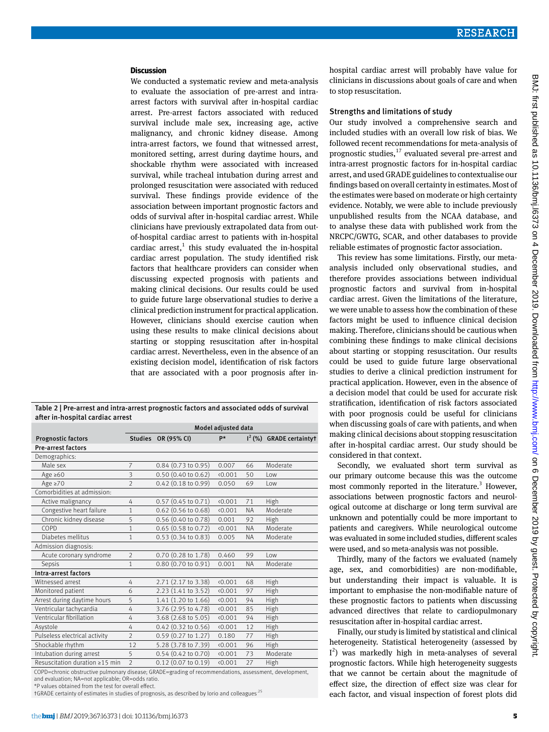## Discussion

We conducted a systematic review and meta-analysis to evaluate the association of pre-arrest and intra-arrest factors with survival after in-hospital cardiac arrest. Pre-arrest factors associated with reduced survival include male sex, increasing age, active malignancy, and chronic kidney disease. Among intra-arrest factors, we found that witnessed arrest, monitored setting, arrest during daytime hours, and shockable rhythm were associated with increased survival, while tracheal intubation during arrest and prolonged resuscitation were associated with reduced survival. These findings provide evidence of the association between important prognostic factors and odds of survival after in-hospital cardiac arrest. While clinicians have previously extrapolated data from out-of-hospital cardiac arrest to patients with in-hospital cardiac arrest,[1] this study evaluated the in-hospital cardiac arrest population. The study identified risk factors that healthcare providers can consider when discussing expected prognosis with patients and making clinical decisions. Our results could be used to guide future large observational studies to derive a clinical prediction instrument for practical application. However, clinicians should exercise caution when using these results to make clinical decisions about starting or stopping resuscitation after in-hospital cardiac arrest. Nevertheless, even in the absence of an existing decision model, identification of risk factors that are associated with a poor prognosis after in-hospital cardiac arrest will probably have value for clinicians in discussions about goals of care and when to stop resuscitation.

Table 2 | Pre-arrest and intra-arrest prognostic factors and associated odds of survival after in-hospital cardiac arrest

| | Model adjusted data | | | | |
|---|---|---|---|---|---|
| Prognostic factors | Studies | OR (95% CI) | P* | $I^2$ (%) | GRADE certainty† |
| **Pre-arrest factors** | | | | | |
| Demographics: | | | | | |
| Male sex | 7 | 0.84 (0.73 to 0.95) | 0.007 | 66 | Moderate |
| Age ≥60 | 3 | 0.50 (0.40 to 0.62) | <0.001 | 50 | Low |
| Age ≥70 | 2 | 0.42 (0.18 to 0.99) | 0.050 | 69 | Low |
| Comorbidities at admission: | | | | | |
| Active malignancy | 4 | 0.57 (0.45 to 0.71) | <0.001 | 71 | High |
| Congestive heart failure | 1 | 0.62 (0.56 to 0.68) | <0.001 | NA | Moderate |
| Chronic kidney disease | 5 | 0.56 (0.40 to 0.78) | 0.001 | 92 | High |
| COPD | 1 | 0.65 (0.58 to 0.72) | <0.001 | NA | Moderate |
| Diabetes mellitus | 1 | 0.53 (0.34 to 0.83) | 0.005 | NA | Moderate |
| Admission diagnosis: | | | | | |
| Acute coronary syndrome | 2 | 0.70 (0.28 to 1.78) | 0.460 | 99 | Low |
| Sepsis | 1 | 0.80 (0.70 to 0.91) | 0.001 | NA | Moderate |
| **Intra-arrest factors** | | | | | |
| Witnessed arrest | 4 | 2.71 (2.17 to 3.38) | <0.001 | 68 | High |
| Monitored patient | 6 | 2.23 (1.41 to 3.52) | <0.001 | 97 | High |
| Arrest during daytime hours | 5 | 1.41 (1.20 to 1.66) | <0.001 | 94 | High |
| Ventricular tachycardia | 4 | 3.76 (2.95 to 4.78) | <0.001 | 85 | High |
| Ventricular fibrillation | 4 | 3.68 (2.68 to 5.05) | <0.001 | 94 | High |
| Asystole | 4 | 0.42 (0.32 to 0.56) | <0.001 | 12 | High |
| Pulseless electrical activity | 2 | 0.59 (0.27 to 1.27) | 0.180 | 77 | High |
| Shockable rhythm | 12 | 5.28 (3.78 to 7.39) | <0.001 | 96 | High |
| Intubation during arrest | 5 | 0.54 (0.42 to 0.70) | <0.001 | 73 | Moderate |
| Resuscitation duration ≥15 min | 2 | 0.12 (0.07 to 0.19) | <0.001 | 27 | High |

COPD=chronic obstructive pulmonary disease; GRADE=grading of recommendations, assessment, development, and evaluation; NA=not applicable; OR=odds ratio.
*P values obtained from the test for overall effect.
†GRADE certainty of estimates in studies of prognosis, as described by Iorio and colleagues[25]

### Strengths and limitations of study

Our study involved a comprehensive search and included studies with an overall low risk of bias. We followed recent recommendations for meta-analysis of prognostic studies,[17] evaluated several pre-arrest and intra-arrest prognostic factors for in-hospital cardiac arrest, and used GRADE guidelines to contextualise our findings based on overall certainty in estimates. Most of the estimates were based on moderate or high certainty evidence. Notably, we were able to include previously unpublished results from the NCAA database, and to analyse these data with published work from the NRCPC/GWTG, SCAR, and other databases to provide reliable estimates of prognostic factor association.

This review has some limitations. Firstly, our meta-analysis included only observational studies, and therefore provides associations between individual prognostic factors and survival from in-hospital cardiac arrest. Given the limitations of the literature, we were unable to assess how the combination of these factors might be used to influence clinical decision making. Therefore, clinicians should be cautious when combining these findings to make clinical decisions about starting or stopping resuscitation. Our results could be used to guide future large observational studies to derive a clinical prediction instrument for practical application. However, even in the absence of a decision model that could be used for accurate risk stratification, identification of risk factors associated with poor prognosis could be useful for clinicians when discussing goals of care with patients, and when making clinical decisions about stopping resuscitation after in-hospital cardiac arrest. Our study should be considered in that context.

Secondly, we evaluated short term survival as our primary outcome because this was the outcome most commonly reported in the literature.[3] However, associations between prognostic factors and neurological outcome at discharge or long term survival are unknown and potentially could be more important to patients and caregivers. While neurological outcome was evaluated in some included studies, different scales were used, and so meta-analysis was not possible.

Thirdly, many of the factors we evaluated (namely age, sex, and comorbidities) are non-modifiable, but understanding their impact is valuable. It is important to emphasise the non-modifiable nature of these prognostic factors to patients when discussing advanced directives that relate to cardiopulmonary resuscitation after in-hospital cardiac arrest.

Finally, our study is limited by statistical and clinical heterogeneity. Statistical heterogeneity (assessed by $I^2$) was markedly high in meta-analyses of several prognostic factors. While high heterogeneity suggests that we cannot be certain about the magnitude of effect size, the direction of effect size was clear for each factor, and visual inspection of forest plots did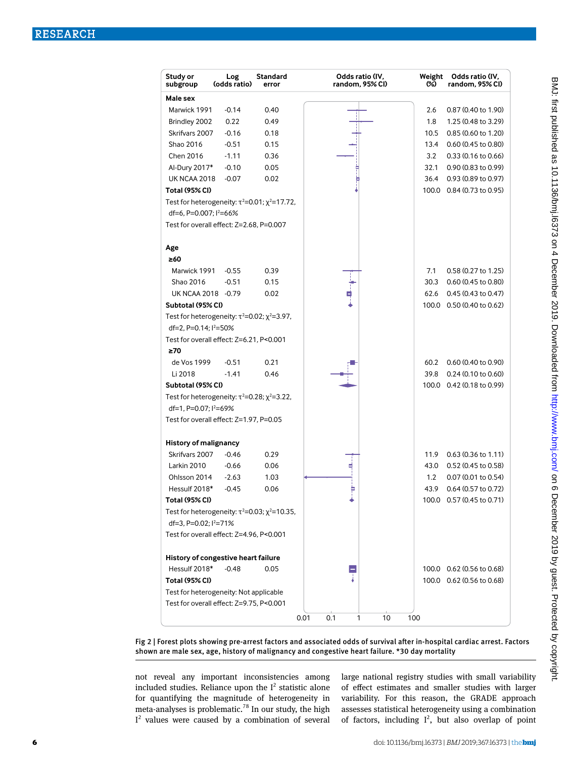| Study or subgroup | Log (odds ratio) | Standard error | Weight (%) | Odds ratio (IV, random, 95% CI) |
|---|---|---|---|---|
| **Male sex** | | | | |
| Marwick 1991 | -0.14 | 0.40 | 2.6 | 0.87 (0.40 to 1.90) |
| Brindley 2002 | 0.22 | 0.49 | 1.8 | 1.25 (0.48 to 3.29) |
| Skrifvars 2007 | -0.16 | 0.18 | 10.5 | 0.85 (0.60 to 1.20) |
| Shao 2016 | -0.51 | 0.15 | 13.4 | 0.60 (0.45 to 0.80) |
| Chen 2016 | -1.11 | 0.36 | 3.2 | 0.33 (0.16 to 0.66) |
| Al-Dury 2017* | -0.10 | 0.05 | 32.1 | 0.90 (0.83 to 0.99) |
| UK NCAA 2018 | -0.07 | 0.02 | 36.4 | 0.93 (0.89 to 0.97) |
| **Total (95% CI)** | | | 100.0 | 0.84 (0.73 to 0.95) |
| Test for heterogeneity: $\tau^2$=0.01; $\chi^2$=17.72, df=6, P=0.007; $I^2$=66% | | | | |
| Test for overall effect: Z=2.68, P=0.007 | | | | |
| **Age** | | | | |
| **≥60** | | | | |
| Marwick 1991 | -0.55 | 0.39 | 7.1 | 0.58 (0.27 to 1.25) |
| Shao 2016 | -0.51 | 0.15 | 30.3 | 0.60 (0.45 to 0.80) |
| UK NCAA 2018 | -0.79 | 0.02 | 62.6 | 0.45 (0.43 to 0.47) |
| **Subtotal (95% CI)** | | | 100.0 | 0.50 (0.40 to 0.62) |
| Test for heterogeneity: $\tau^2$=0.02; $\chi^2$=3.97, df=2, P=0.14; $I^2$=50% | | | | |
| Test for overall effect: Z=6.21, P<0.001 | | | | |
| **≥70** | | | | |
| de Vos 1999 | -0.51 | 0.21 | 60.2 | 0.60 (0.40 to 0.90) |
| Li 2018 | -1.41 | 0.46 | 39.8 | 0.24 (0.10 to 0.60) |
| **Subtotal (95% CI)** | | | 100.0 | 0.42 (0.18 to 0.99) |
| Test for heterogeneity: $\tau^2$=0.28; $\chi^2$=3.22, df=1, P=0.07; $I^2$=69% | | | | |
| Test for overall effect: Z=1.97, P=0.05 | | | | |
| **History of malignancy** | | | | |
| Skrifvars 2007 | -0.46 | 0.29 | 11.9 | 0.63 (0.36 to 1.11) |
| Larkin 2010 | -0.66 | 0.06 | 43.0 | 0.52 (0.45 to 0.58) |
| Ohlsson 2014 | -2.63 | 1.03 | 1.2 | 0.07 (0.01 to 0.54) |
| Hessulf 2018* | -0.45 | 0.06 | 43.9 | 0.64 (0.57 to 0.72) |
| **Total (95% CI)** | | | 100.0 | 0.57 (0.45 to 0.71) |
| Test for heterogeneity: $\tau^2$=0.03; $\chi^2$=10.35, df=3, P=0.02; $I^2$=71% | | | | |
| Test for overall effect: Z=4.96, P<0.001 | | | | |
| **History of congestive heart failure** | | | | |
| Hessulf 2018* | -0.48 | 0.05 | 100.0 | 0.62 (0.56 to 0.68) |
| **Total (95% CI)** | | | 100.0 | 0.62 (0.56 to 0.68) |
| Test for heterogeneity: Not applicable | | | | |
| Test for overall effect: Z=9.75, P<0.001 | | | | |

Fig 2 | Forest plots showing pre-arrest factors and associated odds of survival after in-hospital cardiac arrest. Factors shown are male sex, age, history of malignancy and congestive heart failure. *30 day mortality

not reveal any important inconsistencies among included studies. Reliance upon the $I^2$ statistic alone for quantifying the magnitude of heterogeneity in meta-analyses is problematic.[78] In our study, the high $I^2$ values were caused by a combination of several large national registry studies with small variability of effect estimates and smaller studies with larger variability. For this reason, the GRADE approach assesses statistical heterogeneity using a combination of factors, including $I^2$, but also overlap of point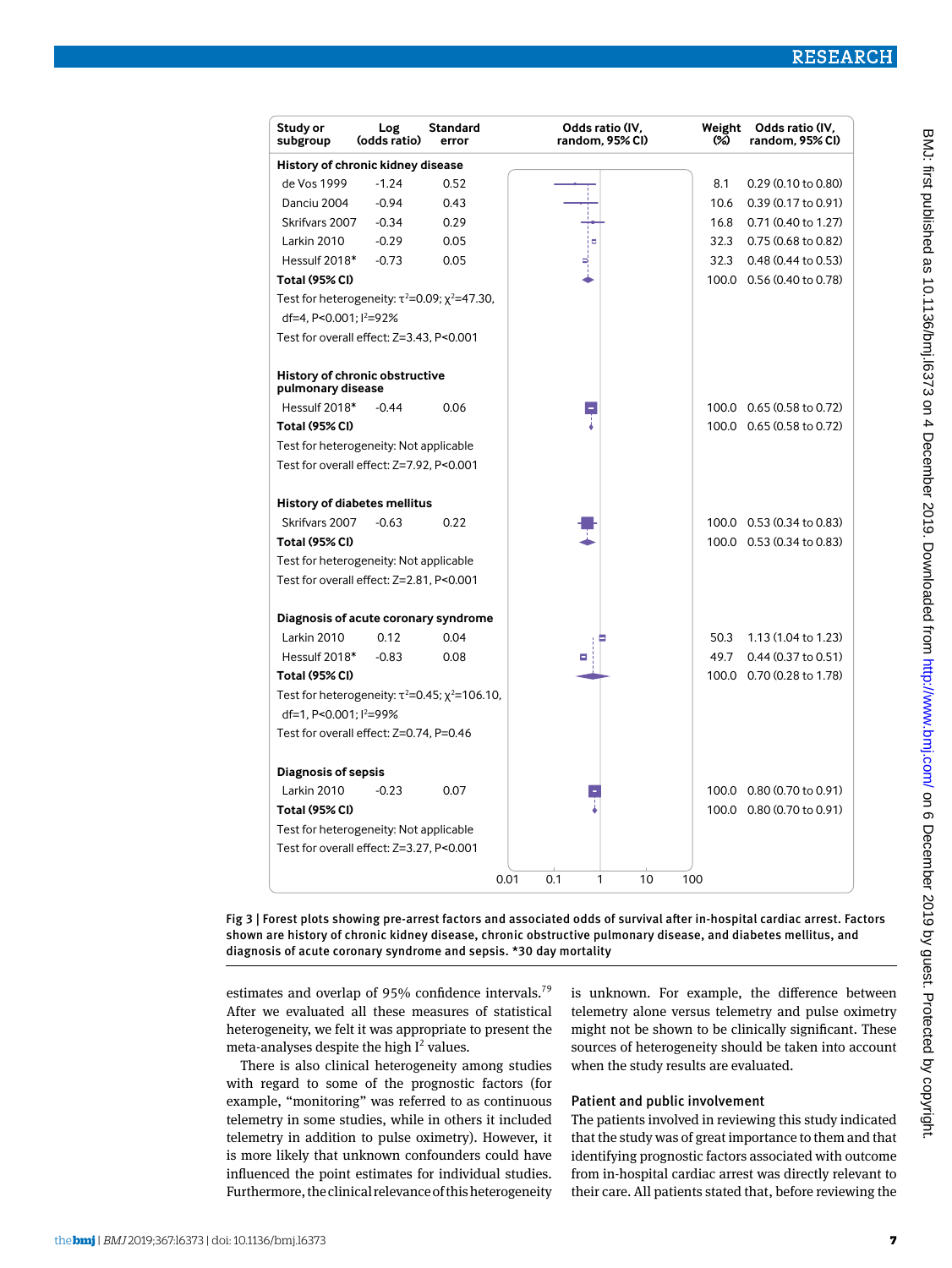| Study or subgroup | Log (odds ratio) | Standard error | Weight (%) | Odds ratio (IV, random, 95% CI) |
|---|---|---|---|---|
| **History of chronic kidney disease** | | | | |
| de Vos 1999 | -1.24 | 0.52 | 8.1 | 0.29 (0.10 to 0.80) |
| Danciu 2004 | -0.94 | 0.43 | 10.6 | 0.39 (0.17 to 0.91) |
| Skrifvars 2007 | -0.34 | 0.29 | 16.8 | 0.71 (0.40 to 1.27) |
| Larkin 2010 | -0.29 | 0.05 | 32.3 | 0.75 (0.68 to 0.82) |
| Hessulf 2018* | -0.73 | 0.05 | 32.3 | 0.48 (0.44 to 0.53) |
| **Total (95% CI)** | | | 100.0 | 0.56 (0.40 to 0.78) |
| Test for heterogeneity: $\tau^2$=0.09; $\chi^2$=47.30, df=4, P<0.001; $I^2$=92% | | | | |
| Test for overall effect: Z=3.43, P<0.001 | | | | |
| **History of chronic obstructive pulmonary disease** | | | | |
| Hessulf 2018* | -0.44 | 0.06 | 100.0 | 0.65 (0.58 to 0.72) |
| **Total (95% CI)** | | | 100.0 | 0.65 (0.58 to 0.72) |
| Test for heterogeneity: Not applicable | | | | |
| Test for overall effect: Z=7.92, P<0.001 | | | | |
| **History of diabetes mellitus** | | | | |
| Skrifvars 2007 | -0.63 | 0.22 | 100.0 | 0.53 (0.34 to 0.83) |
| **Total (95% CI)** | | | 100.0 | 0.53 (0.34 to 0.83) |
| Test for heterogeneity: Not applicable | | | | |
| Test for overall effect: Z=2.81, P<0.001 | | | | |
| **Diagnosis of acute coronary syndrome** | | | | |
| Larkin 2010 | 0.12 | 0.04 | 50.3 | 1.13 (1.04 to 1.23) |
| Hessulf 2018* | -0.83 | 0.08 | 49.7 | 0.44 (0.37 to 0.51) |
| **Total (95% CI)** | | | 100.0 | 0.70 (0.28 to 1.78) |
| Test for heterogeneity: $\tau^2$=0.45; $\chi^2$=106.10, df=1, P<0.001; $I^2$=99% | | | | |
| Test for overall effect: Z=0.74, P=0.46 | | | | |
| **Diagnosis of sepsis** | | | | |
| Larkin 2010 | -0.23 | 0.07 | 100.0 | 0.80 (0.70 to 0.91) |
| **Total (95% CI)** | | | 100.0 | 0.80 (0.70 to 0.91) |
| Test for heterogeneity: Not applicable | | | | |
| Test for overall effect: Z=3.27, P<0.001 | | | | |

Fig 3 | Forest plots showing pre-arrest factors and associated odds of survival after in-hospital cardiac arrest. Factors shown are history of chronic kidney disease, chronic obstructive pulmonary disease, and diabetes mellitus, and diagnosis of acute coronary syndrome and sepsis. *30 day mortality

estimates and overlap of 95% confidence intervals.[79] After we evaluated all these measures of statistical heterogeneity, we felt it was appropriate to present the meta-analyses despite the high $I^2$ values.

There is also clinical heterogeneity among studies with regard to some of the prognostic factors (for example, "monitoring" was referred to as continuous telemetry in some studies, while in others it included telemetry in addition to pulse oximetry). However, it is more likely that unknown confounders could have influenced the point estimates for individual studies. Furthermore, the clinical relevance of this heterogeneity is unknown. For example, the difference between telemetry alone versus telemetry and pulse oximetry might not be shown to be clinically significant. These sources of heterogeneity should be taken into account when the study results are evaluated.

### Patient and public involvement

The patients involved in reviewing this study indicated that the study was of great importance to them and that identifying prognostic factors associated with outcome from in-hospital cardiac arrest was directly relevant to their care. All patients stated that, before reviewing the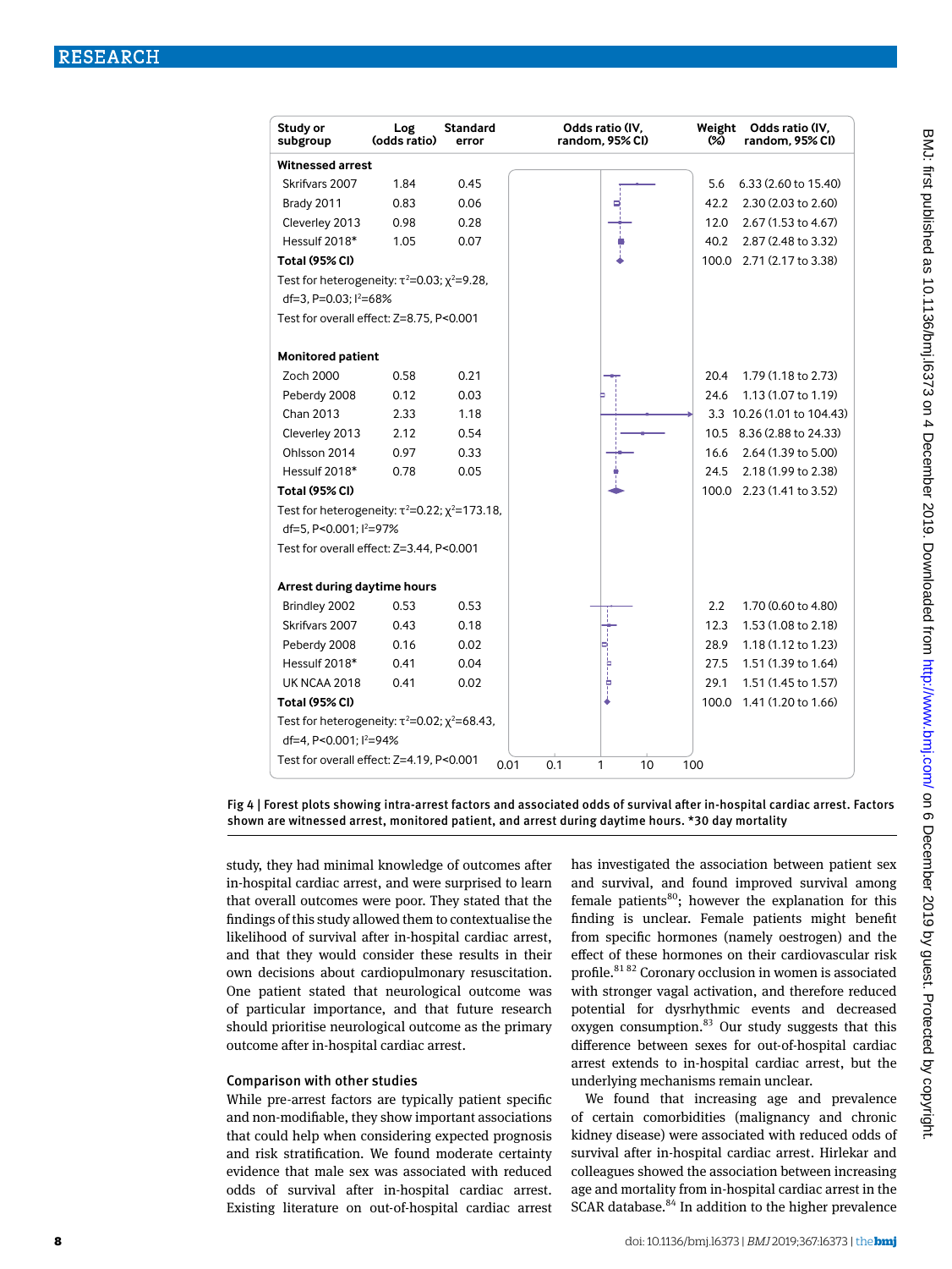| Study or subgroup | Log (odds ratio) | Standard error | Weight (%) | Odds ratio (IV, random, 95% CI) |
|---|---|---|---|---|
| **Witnessed arrest** | | | | |
| Skrifvars 2007 | 1.84 | 0.45 | 5.6 | 6.33 (2.60 to 15.40) |
| Brady 2011 | 0.83 | 0.06 | 42.2 | 2.30 (2.03 to 2.60) |
| Cleverley 2013 | 0.98 | 0.28 | 12.0 | 2.67 (1.53 to 4.67) |
| Hessulf 2018* | 1.05 | 0.07 | 40.2 | 2.87 (2.48 to 3.32) |
| **Total (95% CI)** | | | 100.0 | 2.71 (2.17 to 3.38) |
| Test for heterogeneity: $\tau^2$=0.03; $\chi^2$=9.28, df=3, P=0.03; $I^2$=68% | | | | |
| Test for overall effect: Z=8.75, P<0.001 | | | | |
| **Monitored patient** | | | | |
| Zoch 2000 | 0.58 | 0.21 | 20.4 | 1.79 (1.18 to 2.73) |
| Peberdy 2008 | 0.12 | 0.03 | 24.6 | 1.13 (1.07 to 1.19) |
| Chan 2013 | 2.33 | 1.18 | 3.3 | 10.26 (1.01 to 104.43) |
| Cleverley 2013 | 2.12 | 0.54 | 10.5 | 8.36 (2.88 to 24.33) |
| Ohlsson 2014 | 0.97 | 0.33 | 16.6 | 2.64 (1.39 to 5.00) |
| Hessulf 2018* | 0.78 | 0.05 | 24.5 | 2.18 (1.99 to 2.38) |
| **Total (95% CI)** | | | 100.0 | 2.23 (1.41 to 3.52) |
| Test for heterogeneity: $\tau^2$=0.22; $\chi^2$=173.18, df=5, P<0.001; $I^2$=97% | | | | |
| Test for overall effect: Z=3.44, P<0.001 | | | | |
| **Arrest during daytime hours** | | | | |
| Brindley 2002 | 0.53 | 0.53 | 2.2 | 1.70 (0.60 to 4.80) |
| Skrifvars 2007 | 0.43 | 0.18 | 12.3 | 1.53 (1.08 to 2.18) |
| Peberdy 2008 | 0.16 | 0.02 | 28.9 | 1.18 (1.12 to 1.23) |
| Hessulf 2018* | 0.41 | 0.04 | 27.5 | 1.51 (1.39 to 1.64) |
| UK NCAA 2018 | 0.41 | 0.02 | 29.1 | 1.51 (1.45 to 1.57) |
| **Total (95% CI)** | | | 100.0 | 1.41 (1.20 to 1.66) |
| Test for heterogeneity: $\tau^2$=0.02; $\chi^2$=68.43, df=4, P<0.001; $I^2$=94% | | | | |
| Test for overall effect: Z=4.19, P<0.001 | | | | |

Fig 4 | Forest plots showing intra-arrest factors and associated odds of survival after in-hospital cardiac arrest. Factors shown are witnessed arrest, monitored patient, and arrest during daytime hours. *30 day mortality

study, they had minimal knowledge of outcomes after in-hospital cardiac arrest, and were surprised to learn that overall outcomes were poor. They stated that the findings of this study allowed them to contextualise the likelihood of survival after in-hospital cardiac arrest, and that they would consider these results in their own decisions about cardiopulmonary resuscitation. One patient stated that neurological outcome was of particular importance, and that future research should prioritise neurological outcome as the primary outcome after in-hospital cardiac arrest.

## Comparison with other studies

While pre-arrest factors are typically patient specific and non-modifiable, they show important associations that could help when considering expected prognosis and risk stratification. We found moderate certainty evidence that male sex was associated with reduced odds of survival after in-hospital cardiac arrest. Existing literature on out-of-hospital cardiac arrest has investigated the association between patient sex and survival, and found improved survival among female patients[80]; however the explanation for this finding is unclear. Female patients might benefit from specific hormones (namely oestrogen) and the effect of these hormones on their cardiovascular risk profile.[81,82] Coronary occlusion in women is associated with stronger vagal activation, and therefore reduced potential for dysrhythmic events and decreased oxygen consumption.[83] Our study suggests that this difference between sexes for out-of-hospital cardiac arrest extends to in-hospital cardiac arrest, but the underlying mechanisms remain unclear.

We found that increasing age and prevalence of certain comorbidities (malignancy and chronic kidney disease) were associated with reduced odds of survival after in-hospital cardiac arrest. Hirlekar and colleagues showed the association between increasing age and mortality from in-hospital cardiac arrest in the SCAR database.[84] In addition to the higher prevalence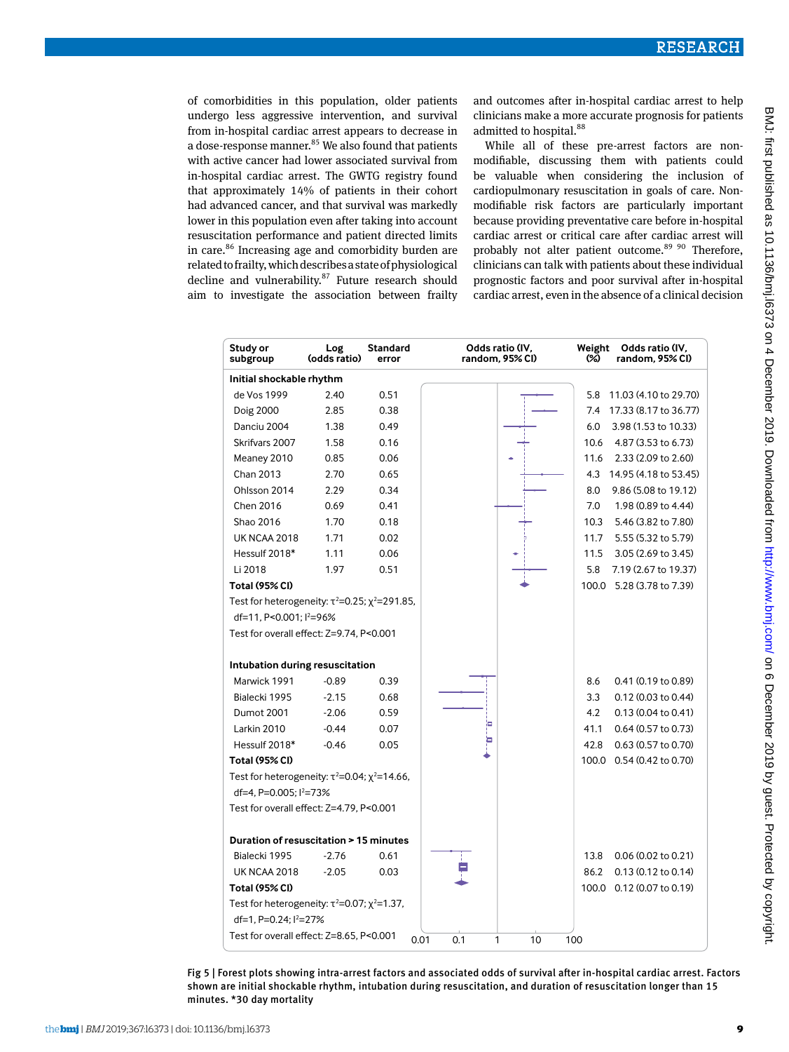of comorbidities in this population, older patients undergo less aggressive intervention, and survival from in-hospital cardiac arrest appears to decrease in a dose-response manner.[85] We also found that patients with active cancer had lower associated survival from in-hospital cardiac arrest. The GWTG registry found that approximately 14% of patients in their cohort had advanced cancer, and that survival was markedly lower in this population even after taking into account resuscitation performance and patient directed limits in care.[86] Increasing age and comorbidity burden are related to frailty, which describes a state of physiological decline and vulnerability.[87] Future research should aim to investigate the association between frailty and outcomes after in-hospital cardiac arrest to help clinicians make a more accurate prognosis for patients admitted to hospital.[88]

While all of these pre-arrest factors are non-modifiable, discussing them with patients could be valuable when considering the inclusion of cardiopulmonary resuscitation in goals of care. Non-modifiable risk factors are particularly important because providing preventative care before in-hospital cardiac arrest or critical care after cardiac arrest will probably not alter patient outcome.[89 90] Therefore, clinicians can talk with patients about these individual prognostic factors and poor survival after in-hospital cardiac arrest, even in the absence of a clinical decision

| Study or subgroup | Log (odds ratio) | Standard error | Weight (%) | Odds ratio (IV, random, 95% CI) |
|---|---|---|---|---|
| **Initial shockable rhythm** | | | | |
| de Vos 1999 | 2.40 | 0.51 | 5.8 | 11.03 (4.10 to 29.70) |
| Doig 2000 | 2.85 | 0.38 | 7.4 | 17.33 (8.17 to 36.77) |
| Danciu 2004 | 1.38 | 0.49 | 6.0 | 3.98 (1.53 to 10.33) |
| Skrifvars 2007 | 1.58 | 0.16 | 10.6 | 4.87 (3.53 to 6.73) |
| Meaney 2010 | 0.85 | 0.06 | 11.6 | 2.33 (2.09 to 2.60) |
| Chan 2013 | 2.70 | 0.65 | 4.3 | 14.95 (4.18 to 53.45) |
| Ohlsson 2014 | 2.29 | 0.34 | 8.0 | 9.86 (5.08 to 19.12) |
| Chen 2016 | 0.69 | 0.41 | 7.0 | 1.98 (0.89 to 4.44) |
| Shao 2016 | 1.70 | 0.18 | 10.3 | 5.46 (3.82 to 7.80) |
| UK NCAA 2018 | 1.71 | 0.02 | 11.7 | 5.55 (5.32 to 5.79) |
| Hessulf 2018* | 1.11 | 0.06 | 11.5 | 3.05 (2.69 to 3.45) |
| Li 2018 | 1.97 | 0.51 | 5.8 | 7.19 (2.67 to 19.37) |
| **Total (95% CI)** | | | 100.0 | 5.28 (3.78 to 7.39) |
| Test for heterogeneity: $\tau^2$=0.25; $\chi^2$=291.85, df=11, P<0.001; $I^2$=96% | | | | |
| Test for overall effect: Z=9.74, P<0.001 | | | | |
| **Intubation during resuscitation** | | | | |
| Marwick 1991 | -0.89 | 0.39 | 8.6 | 0.41 (0.19 to 0.89) |
| Bialecki 1995 | -2.15 | 0.68 | 3.3 | 0.12 (0.03 to 0.44) |
| Dumot 2001 | -2.06 | 0.59 | 4.2 | 0.13 (0.04 to 0.41) |
| Larkin 2010 | -0.44 | 0.07 | 41.1 | 0.64 (0.57 to 0.73) |
| Hessulf 2018* | -0.46 | 0.05 | 42.8 | 0.63 (0.57 to 0.70) |
| **Total (95% CI)** | | | 100.0 | 0.54 (0.42 to 0.70) |
| Test for heterogeneity: $\tau^2$=0.04; $\chi^2$=14.66, df=4, P=0.005; $I^2$=73% | | | | |
| Test for overall effect: Z=4.79, P<0.001 | | | | |
| **Duration of resuscitation > 15 minutes** | | | | |
| Bialecki 1995 | -2.76 | 0.61 | 13.8 | 0.06 (0.02 to 0.21) |
| UK NCAA 2018 | -2.05 | 0.03 | 86.2 | 0.13 (0.12 to 0.14) |
| **Total (95% CI)** | | | 100.0 | 0.12 (0.07 to 0.19) |
| Test for heterogeneity: $\tau^2$=0.07; $\chi^2$=1.37, df=1, P=0.24; $I^2$=27% | | | | |
| Test for overall effect: Z=8.65, P<0.001 | | | | |

Fig 5 | Forest plots showing intra-arrest factors and associated odds of survival after in-hospital cardiac arrest. Factors shown are initial shockable rhythm, intubation during resuscitation, and duration of resuscitation longer than 15 minutes. *30 day mortality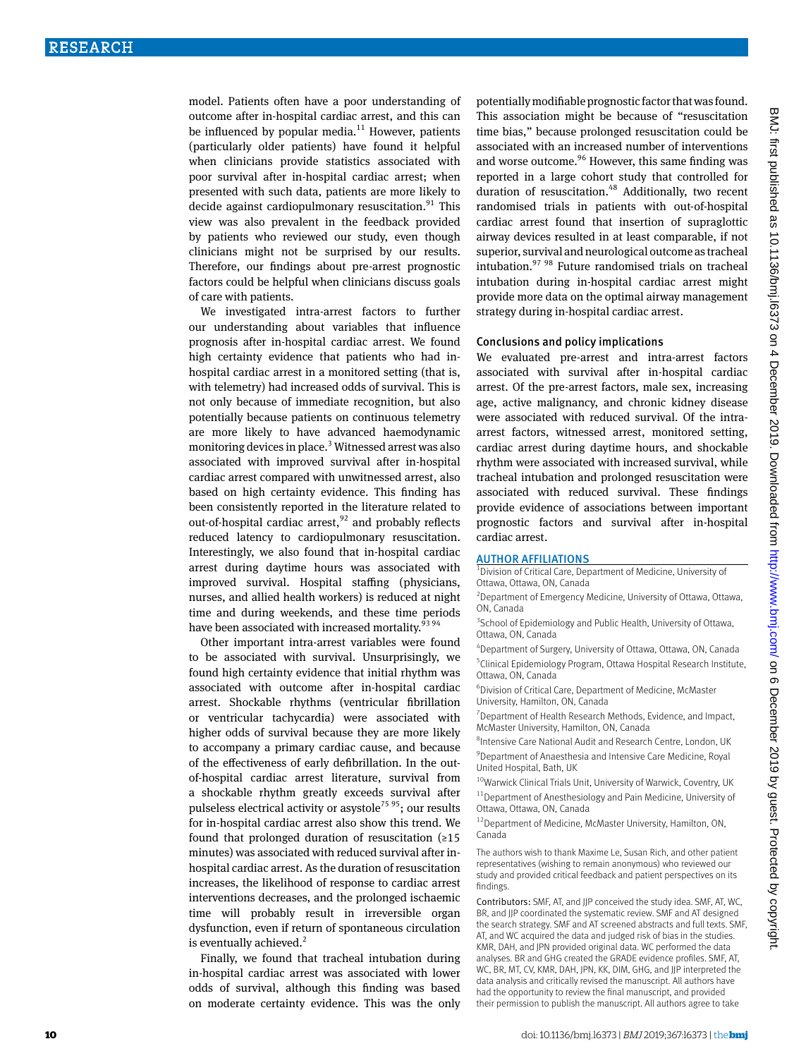model. Patients often have a poor understanding of outcome after in-hospital cardiac arrest, and this can be influenced by popular media.[11] However, patients (particularly older patients) have found it helpful when clinicians provide statistics associated with poor survival after in-hospital cardiac arrest; when presented with such data, patients are more likely to decide against cardiopulmonary resuscitation.[91] This view was also prevalent in the feedback provided by patients who reviewed our study, even though clinicians might not be surprised by our results. Therefore, our findings about pre-arrest prognostic factors could be helpful when clinicians discuss goals of care with patients.

We investigated intra-arrest factors to further our understanding about variables that influence prognosis after in-hospital cardiac arrest. We found high certainty evidence that patients who had in-hospital cardiac arrest in a monitored setting (that is, with telemetry) had increased odds of survival. This is not only because of immediate recognition, but also potentially because patients on continuous telemetry are more likely to have advanced haemodynamic monitoring devices in place.[3] Witnessed arrest was also associated with improved survival after in-hospital cardiac arrest compared with unwitnessed arrest, also based on high certainty evidence. This finding has been consistently reported in the literature related to out-of-hospital cardiac arrest,[92] and probably reflects reduced latency to cardiopulmonary resuscitation. Interestingly, we also found that in-hospital cardiac arrest during daytime hours was associated with improved survival. Hospital staffing (physicians, nurses, and allied health workers) is reduced at night time and during weekends, and these time periods have been associated with increased mortality.[93 94]

Other important intra-arrest variables were found to be associated with survival. Unsurprisingly, we found high certainty evidence that initial rhythm was associated with outcome after in-hospital cardiac arrest. Shockable rhythms (ventricular fibrillation or ventricular tachycardia) were associated with higher odds of survival because they are more likely to accompany a primary cardiac cause, and because of the effectiveness of early defibrillation. In the out-of-hospital cardiac arrest literature, survival from a shockable rhythm greatly exceeds survival after pulseless electrical activity or asystole[75 95]; our results for in-hospital cardiac arrest also show this trend. We found that prolonged duration of resuscitation (≥15 minutes) was associated with reduced survival after in-hospital cardiac arrest. As the duration of resuscitation increases, the likelihood of response to cardiac arrest interventions decreases, and the prolonged ischaemic time will probably result in irreversible organ dysfunction, even if return of spontaneous circulation is eventually achieved.[2]

Finally, we found that tracheal intubation during in-hospital cardiac arrest was associated with lower odds of survival, although this finding was based on moderate certainty evidence. This was the only potentially modifiable prognostic factor that was found. This association might be because of "resuscitation time bias," because prolonged resuscitation could be associated with an increased number of interventions and worse outcome.[96] However, this same finding was reported in a large cohort study that controlled for duration of resuscitation.[48] Additionally, two recent randomised trials in patients with out-of-hospital cardiac arrest found that insertion of supraglottic airway devices resulted in at least comparable, if not superior, survival and neurological outcome as tracheal intubation.[97 98] Future randomised trials on tracheal intubation during in-hospital cardiac arrest might provide more data on the optimal airway management strategy during in-hospital cardiac arrest.

### Conclusions and policy implications

We evaluated pre-arrest and intra-arrest factors associated with survival after in-hospital cardiac arrest. Of the pre-arrest factors, male sex, increasing age, active malignancy, and chronic kidney disease were associated with reduced survival. Of the intra-arrest factors, witnessed arrest, monitored setting, cardiac arrest during daytime hours, and shockable rhythm were associated with increased survival, while tracheal intubation and prolonged resuscitation were associated with reduced survival. These findings provide evidence of associations between important prognostic factors and survival after in-hospital cardiac arrest.

### AUTHOR AFFILIATIONS

[1]Division of Critical Care, Department of Medicine, University of Ottawa, Ottawa, ON, Canada

[2]Department of Emergency Medicine, University of Ottawa, Ottawa, ON, Canada

[3]School of Epidemiology and Public Health, University of Ottawa, Ottawa, ON, Canada

[4]Department of Surgery, University of Ottawa, Ottawa, ON, Canada

[5]Clinical Epidemiology Program, Ottawa Hospital Research Institute, Ottawa, ON, Canada

[6]Division of Critical Care, Department of Medicine, McMaster University, Hamilton, ON, Canada

[7]Department of Health Research Methods, Evidence, and Impact, McMaster University, Hamilton, ON, Canada

[8]Intensive Care National Audit and Research Centre, London, UK

[9]Department of Anaesthesia and Intensive Care Medicine, Royal United Hospital, Bath, UK

[10]Warwick Clinical Trials Unit, University of Warwick, Coventry, UK

[11]Department of Anesthesiology and Pain Medicine, University of Ottawa, Ottawa, ON, Canada

[12]Department of Medicine, McMaster University, Hamilton, ON, Canada

The authors wish to thank Maxime Le, Susan Rich, and other patient representatives (wishing to remain anonymous) who reviewed our study and provided critical feedback and patient perspectives on its findings.

Contributors: SMF, AT, and JJP conceived the study idea. SMF, AT, WC, BR, and JJP coordinated the systematic review. SMF and AT designed the search strategy. SMF and AT screened abstracts and full texts. SMF, AT, and WC acquired the data and judged risk of bias in the studies. KMR, DAH, and JPN provided original data. WC performed the data analyses. BR and GHG created the GRADE evidence profiles. SMF, AT, WC, BR, MT, CV, KMR, DAH, JPN, KK, DIM, GHG, and JJP interpreted the data analysis and critically revised the manuscript. All authors have had the opportunity to review the final manuscript, and provided their permission to publish the manuscript. All authors agree to take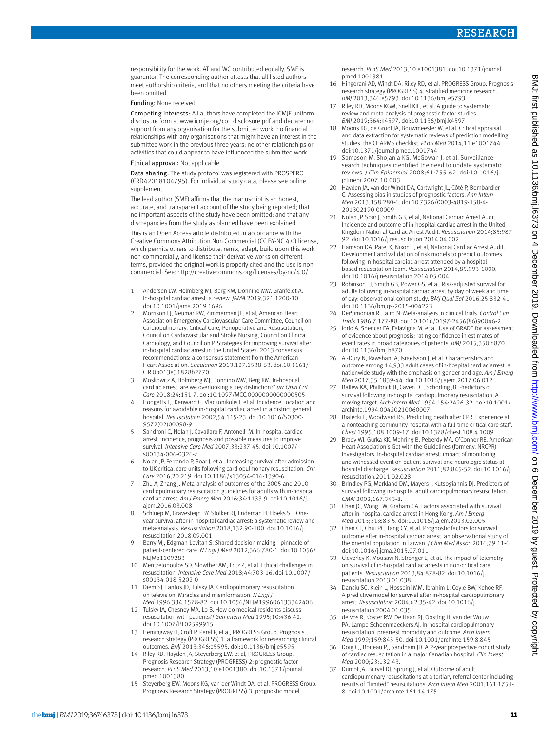responsibility for the work. AT and WC contributed equally. SMF is guarantor. The corresponding author attests that all listed authors meet authorship criteria, and that no others meeting the criteria have been omitted.

Funding: None received.

Competing interests: All authors have completed the ICMJE uniform disclosure form at www.icmje.org/coi_disclosure.pdf and declare: no support from any organisation for the submitted work; no financial relationships with any organisations that might have an interest in the submitted work in the previous three years; no other relationships or activities that could appear to have influenced the submitted work.

Ethical approval: Not applicable.

Data sharing: The study protocol was registered with PROSPERO (CRD42018104795). For individual study data, please see online supplement.

The lead author (SMF) affirms that the manuscript is an honest, accurate, and transparent account of the study being reported; that no important aspects of the study have been omitted; and that any discrepancies from the study as planned have been explained.

This is an Open Access article distributed in accordance with the Creative Commons Attribution Non Commercial (CC BY-NC 4.0) license, which permits others to distribute, remix, adapt, build upon this work non-commercially, and license their derivative works on different terms, provided the original work is properly cited and the use is non-commercial. See: http://creativecommons.org/licenses/by-nc/4.0/.

1. Andersen LW, Holmberg MJ, Berg KM, Donnino MW, Granfeldt A. In-hospital cardiac arrest: a review. *JAMA* 2019;321:1200-10. doi:10.1001/jama.2019.1696
2. Morrison LJ, Neumar RW, Zimmerman JL, et al, American Heart Association Emergency Cardiovascular Care Committee, Council on Cardiopulmonary, Critical Care, Perioperative and Resuscitation, Council on Cardiovascular and Stroke Nursing, Council on Clinical Cardiology, and Council on P. Strategies for improving survival after in-hospital cardiac arrest in the United States: 2013 consensus recommendations: a consensus statement from the American Heart Association. *Circulation* 2013;127:1538-63. doi:10.1161/CIR.0b013e31828b2770
3. Moskowitz A, Holmberg MJ, Donnino MW, Berg KM. In-hospital cardiac arrest: are we overlooking a key distinction?*Curr Opin Crit Care* 2018;24:151-7. doi:10.1097/MCC.0000000000000505
4. Hodgetts TJ, Kenward G, Vlackonikolis I, et al. Incidence, location and reasons for avoidable in-hospital cardiac arrest in a district general hospital. *Resuscitation* 2002;54:115-23. doi:10.1016/S0300-9572(02)00098-9
5. Sandroni C, Nolan J, Cavallaro F, Antonelli M. In-hospital cardiac arrest: incidence, prognosis and possible measures to improve survival. *Intensive Care Med* 2007;33:237-45. doi:10.1007/s00134-006-0326-z
6. Nolan JP, Ferrando P, Soar J, et al. Increasing survival after admission to UK critical care units following cardiopulmonary resuscitation. *Crit Care* 2016;20:219. doi:10.1186/s13054-016-1390-6
7. Zhu A, Zhang J. Meta-analysis of outcomes of the 2005 and 2010 cardiopulmonary resuscitation guidelines for adults with in-hospital cardiac arrest. *Am J Emerg Med* 2016;34:1133-9. doi:10.1016/j.ajem.2016.03.008
8. Schluep M, Gravesteijn BY, Stolker RJ, Endeman H, Hoeks SE. One-year survival after in-hospital cardiac arrest: a systematic review and meta-analysis. *Resuscitation* 2018;132:90-100. doi:10.1016/j.resuscitation.2018.09.001
9. Barry MJ, Edgman-Levitan S. Shared decision making—pinnacle of patient-centered care. *N Engl J Med* 2012;366:780-1. doi:10.1056/NEJMp1109283
10. Mentzelopoulos SD, Slowther AM, Fritz Z, et al. Ethical challenges in resuscitation. *Intensive Care Med* 2018;44:703-16. doi:10.1007/s00134-018-5202-0
11. Diem SJ, Lantos JD, Tulsky JA. Cardiopulmonary resuscitation on television. Miracles and misinformation. *N Engl J Med* 1996;334:1578-82. doi:10.1056/NEJM199606133342406
12. Tulsky JA, Chesney MA, Lo B. How do medical residents discuss resuscitation with patients?*J Gen Intern Med* 1995;10:436-42. doi:10.1007/BF02599915
13. Hemingway H, Croft P, Perel P, et al, PROGRESS Group. Prognosis research strategy (PROGRESS) 1: a framework for researching clinical outcomes. *BMJ* 2013;346:e5595. doi:10.1136/bmj.e5595
14. Riley RD, Hayden JA, Steyerberg EW, et al, PROGRESS Group. Prognosis Research Strategy (PROGRESS) 2: prognostic factor research. *PLoS Med* 2013;10:e1001380. doi:10.1371/journal.pmed.1001380
15. Steyerberg EW, Moons KG, van der Windt DA, et al, PROGRESS Group. Prognosis Research Strategy (PROGRESS) 3: prognostic model research. *PLoS Med* 2013;10:e1001381. doi:10.1371/journal.pmed.1001381
16. Hingorani AD, Windt DA, Riley RD, et al, PROGRESS Group. Prognosis research strategy (PROGRESS) 4: stratified medicine research. *BMJ* 2013;346:e5793. doi:10.1136/bmj.e5793
17. Riley RD, Moons KGM, Snell KIE, et al. A guide to systematic review and meta-analysis of prognostic factor studies. *BMJ* 2019;364:k4597. doi:10.1136/bmj.k4597
18. Moons KG, de Groot JA, Bouwmeester W, et al. Critical appraisal and data extraction for systematic reviews of prediction modelling studies: the CHARMS checklist. *PLoS Med* 2014;11:e1001744. doi:10.1371/journal.pmed.1001744
19. Sampson M, Shojania KG, McGowan J, et al. Surveillance search techniques identified the need to update systematic reviews. *J Clin Epidemiol* 2008;61:755-62. doi:10.1016/j.jclinepi.2007.10.003
20. Hayden JA, van der Windt DA, Cartwright JL, Côté P, Bombardier C. Assessing bias in studies of prognostic factors. *Ann Intern Med* 2013;158:280-6. doi:10.7326/0003-4819-158-4-201302190-00009
21. Nolan JP, Soar J, Smith GB, et al, National Cardiac Arrest Audit. Incidence and outcome of in-hospital cardiac arrest in the United Kingdom National Cardiac Arrest Audit. *Resuscitation* 2014;85:987-92. doi:10.1016/j.resuscitation.2014.04.002
22. Harrison DA, Patel K, Nixon E, et al, National Cardiac Arrest Audit. Development and validation of risk models to predict outcomes following in-hospital cardiac arrest attended by a hospital-based resuscitation team. *Resuscitation* 2014;85:993-1000. doi:10.1016/j.resuscitation.2014.05.004
23. Robinson EJ, Smith GB, Power GS, et al. Risk-adjusted survival for adults following in-hospital cardiac arrest by day of week and time of day: observational cohort study. *BMJ Qual Saf* 2016;25:832-41. doi:10.1136/bmjqs-2015-004223
24. DerSimonian R, Laird N. Meta-analysis in clinical trials. *Control Clin Trials* 1986;7:177-88. doi:10.1016/0197-2456(86)90046-2
25. Iorio A, Spencer FA, Falavigna M, et al. Use of GRADE for assessment of evidence about prognosis: rating confidence in estimates of event rates in broad categories of patients. *BMJ* 2015;350:h870. doi:10.1136/bmj.h870
26. Al-Dury N, Rawshani A, Israelsson J, et al. Characteristics and outcome among 14,933 adult cases of in-hospital cardiac arrest: a nationwide study with the emphasis on gender and age. *Am J Emerg Med* 2017;35:1839-44. doi:10.1016/j.ajem.2017.06.012
27. Ballew KA, Philbrick JT, Caven DE, Schorling JB. Predictors of survival following in-hospital cardiopulmonary resuscitation. A moving target. *Arch Intern Med* 1994;154:2426-32. doi:10.1001/archinte.1994.00420210060007
28. Bialecki L, Woodward RS. Predicting death after CPR. Experience at a nonteaching community hospital with a full-time critical care staff. *Chest* 1995;108:1009-17. doi:10.1378/chest.108.4.1009
29. Brady WJ, Gurka KK, Mehring B, Peberdy MA, O'Connor RE, American Heart Association's Get with the Guidelines (formerly, NRCPR) Investigators. In-hospital cardiac arrest: impact of monitoring and witnessed event on patient survival and neurologic status at hospital discharge. *Resuscitation* 2011;82:845-52. doi:10.1016/j.resuscitation.2011.02.028
30. Brindley PG, Markland DM, Mayers I, Kutsogiannis DJ. Predictors of survival following in-hospital adult cardiopulmonary resuscitation. *CMAJ* 2002;167:343-8.
31. Chan JC, Wong TW, Graham CA. Factors associated with survival after in-hospital cardiac arrest in Hong Kong. *Am J Emerg Med* 2013;31:883-5. doi:10.1016/j.ajem.2013.02.005
32. Chen CT, Chiu PC, Tang CY, et al. Prognostic factors for survival outcome after in-hospital cardiac arrest: an observational study of the oriental population in Taiwan. *J Chin Med Assoc* 2016;79:11-6. doi:10.1016/j.jcma.2015.07.011
33. Cleverley K, Mousavi N, Stronger L, et al. The impact of telemetry on survival of in-hospital cardiac arrests in non-critical care patients. *Resuscitation* 2013;84:878-82. doi:10.1016/j.resuscitation.2013.01.038
34. Danciu SC, Klein L, Hosseini MM, Ibrahim L, Coyle BW, Kehoe RF. A predictive model for survival after in-hospital cardiopulmonary arrest. *Resuscitation* 2004;62:35-42. doi:10.1016/j.resuscitation.2004.01.035
35. de Vos R, Koster RW, De Haan RJ, Oosting H, van der Wouw PA, Lampe-Schoenmaeckers AJ. In-hospital cardiopulmonary resuscitation: prearrest morbidity and outcome. *Arch Intern Med* 1999;159:845-50. doi:10.1001/archinte.159.8.845
36. Doig CJ, Boiteau PJ, Sandham JD. A 2-year prospective cohort study of cardiac resuscitation in a major Canadian hospital. *Clin Invest Med* 2000;23:132-43.
37. Dumot JA, Burval DJ, Sprung J, et al. Outcome of adult cardiopulmonary resuscitations at a tertiary referral center including results of "limited" resuscitations. *Arch Intern Med* 2001;161:1751-8. doi:10.1001/archinte.161.14.1751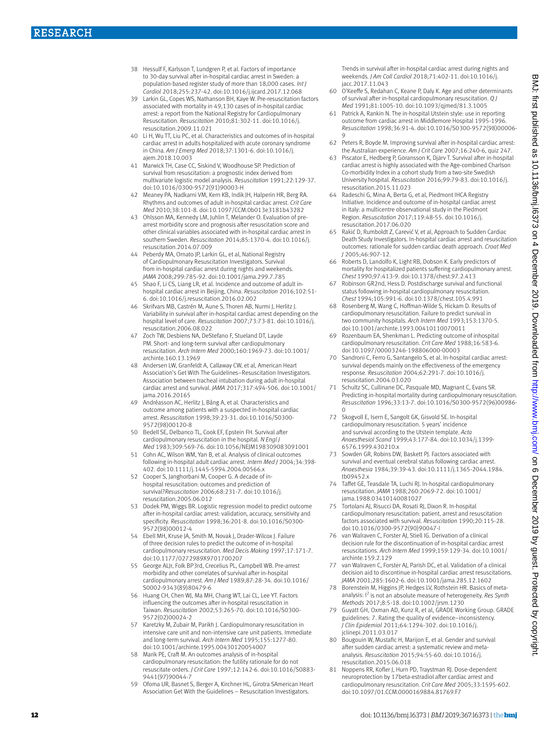38 Hessulf F, Karlsson T, Lundgren P, et al. Factors of importance to 30-day survival after in-hospital cardiac arrest in Sweden: a population-based register study of more than 18,000 cases. *Int J Cardiol* 2018;255:237-42. doi:10.1016/j.ijcard.2017.12.068

39 Larkin GL, Copes WS, Nathanson BH, Kaye W. Pre-resuscitation factors associated with mortality in 49,130 cases of in-hospital cardiac arrest: a report from the National Registry for Cardiopulmonary Resuscitation. *Resuscitation* 2010;81:302-11. doi:10.1016/j.resuscitation.2009.11.021

40 Li H, Wu TT, Liu PC, et al. Characteristics and outcomes of in-hospital cardiac arrest in adults hospitalized with acute coronary syndrome in China. *Am J Emerg Med* 2018;37:1301-6. doi:10.1016/j.ajem.2018.10.003

41 Marwick TH, Case CC, Siskind V, Woodhouse SP. Prediction of survival from resuscitation: a prognostic index derived from multivariate logistic model analysis. *Resuscitation* 1991;22:129-37. doi:10.1016/0300-9572(91)90003-H

42 Meaney PA, Nadkarni VM, Kern KB, Indik JH, Halperin HR, Berg RA. Rhythms and outcomes of adult in-hospital cardiac arrest. *Crit Care Med* 2010;38:101-8. doi:10.1097/CCM.0b013e3181b43282

43 Ohlsson MA, Kennedy LM, Juhlin T, Melander O. Evaluation of pre-arrest morbidity score and prognosis after resuscitation score and other clinical variables associated with in-hospital cardiac arrest in southern Sweden. *Resuscitation* 2014;85:1370-4. doi:10.1016/j.resuscitation.2014.07.009

44 Peberdy MA, Ornato JP, Larkin GL, et al, National Registry of Cardiopulmonary Resuscitation Investigators. Survival from in-hospital cardiac arrest during nights and weekends. *JAMA* 2008;299:785-92. doi:10.1001/jama.299.7.785

45 Shao F, Li CS, Liang LR, et al. Incidence and outcome of adult in-hospital cardiac arrest in Beijing, China. *Resuscitation* 2016;102:51-6. doi:10.1016/j.resuscitation.2016.02.002

46 Skrifvars MB, Castrén M, Aune S, Thoren AB, Nurmi J, Herlitz J. Variability in survival after in-hospital cardiac arrest depending on the hospital level of care. *Resuscitation* 2007;73:73-81. doi:10.1016/j.resuscitation.2006.08.022

47 Zoch TW, Desbiens NA, DeStefano F, Stueland DT, Layde PM. Short- and long-term survival after cardiopulmonary resuscitation. *Arch Intern Med* 2000;160:1969-73. doi:10.1001/archinte.160.13.1969

48 Andersen LW, Granfeldt A, Callaway CW, et al, American Heart Association's Get With The Guidelines–Resuscitation Investigators. Association between tracheal intubation during adult in-hospital cardiac arrest and survival. *JAMA* 2017;317:494-506. doi:10.1001/jama.2016.20165

49 Andréasson AC, Herlitz J, Bång A, et al. Characteristics and outcome among patients with a suspected in-hospital cardiac arrest. *Resuscitation* 1998;39:23-31. doi:10.1016/S0300-9572(98)00120-8

50 Bedell SE, Delbanco TL, Cook EF, Epstein FH. Survival after cardiopulmonary resuscitation in the hospital. *N Engl J Med* 1983;309:569-76. doi:10.1056/NEJM198309083091001

51 Cohn AC, Wilson WM, Yan B, et al. Analysis of clinical outcomes following in-hospital adult cardiac arrest. *Intern Med J* 2004;34:398-402. doi:10.1111/j.1445-5994.2004.00566.x

52 Cooper S, Janghorbani M, Cooper G. A decade of in-hospital resuscitation: outcomes and prediction of survival?*Resuscitation* 2006;68:231-7. doi:10.1016/j.resuscitation.2005.06.012

53 Dodek PM, Wiggs BR. Logistic regression model to predict outcome after in-hospital cardiac arrest: validation, accuracy, sensitivity and specificity. *Resuscitation* 1998;36:201-8. doi:10.1016/S0300-9572(98)00012-4

54 Ebell MH, Kruse JA, Smith M, Novak J, Drader-Wilcox J. Failure of three decision rules to predict the outcome of in-hospital cardiopulmonary resuscitation. *Med Decis Making* 1997;17:171-7. doi:10.1177/0272989X9701700207

55 George ALJr, Folk BP3rd, Crecelius PL, Campbell WB. Pre-arrest morbidity and other correlates of survival after in-hospital cardiopulmonary arrest. *Am J Med* 1989;87:28-34. doi:10.1016/S0002-9343(89)80479-6

56 Huang CH, Chen WJ, Ma MH, Chang WT, Lai CL, Lee YT. Factors influencing the outcomes after in-hospital resuscitation in Taiwan. *Resuscitation* 2002;53:265-70. doi:10.1016/S0300-9572(02)00024-2

57 Karetzky M, Zubair M, Parikh J. Cardiopulmonary resuscitation in intensive care unit and non-intensive care unit patients. Immediate and long-term survival. *Arch Intern Med* 1995;155:1277-80. doi:10.1001/archinte.1995.00430120054007

58 Marik PE, Craft M. An outcomes analysis of in-hospital cardiopulmonary resuscitation: the futility rationale for do not resuscitate orders. *J Crit Care* 1997;12:142-6. doi:10.1016/S0883-9441(97)90044-7

59 Ofoma UR, Basnet S, Berger A, Kirchner HL, Girotra SAmerican Heart Association Get With the Guidelines – Resuscitation Investigators. Trends in survival after in-hospital cardiac arrest during nights and weekends. *J Am Coll Cardiol* 2018;71:402-11. doi:10.1016/j.jacc.2017.11.043

60 O'Keeffe S, Redahan C, Keane P, Daly K. Age and other determinants of survival after in-hospital cardiopulmonary resuscitation. *Q J Med* 1991;81:1005-10. doi:10.1093/qjmed/81.3.1005

61 Patrick A, Rankin N. The in-hospital Utstein style: use in reporting outcome from cardiac arrest in Middlemore Hospital 1995-1996. *Resuscitation* 1998;36:91-4. doi:10.1016/S0300-9572(98)00006-9

62 Peters R, Boyde M. Improving survival after in-hospital cardiac arrest: the Australian experience. *Am J Crit Care* 2007;16:240-6, quiz 247.

63 Piscator E, Hedberg P, Göransson K, Djärv T. Survival after in-hospital cardiac arrest is highly associated with the Age-combined Charlson Co-morbidity Index in a cohort study from a two-site Swedish University hospital. *Resuscitation* 2016;99:79-83. doi:10.1016/j.resuscitation.2015.11.023

64 Radeschi G, Mina A, Berta G, et al, Piedmont IHCA Registry Initiative. Incidence and outcome of in-hospital cardiac arrest in Italy: a multicentre observational study in the Piedmont Region. *Resuscitation* 2017;119:48-55. doi:10.1016/j.resuscitation.2017.06.020

65 Rakić D, Rumboldt Z, Carević V, et al, Approach to Sudden Cardiac Death Study Investigators. In-hospital cardiac arrest and resuscitation outcomes: rationale for sudden cardiac death approach. *Croat Med J* 2005;46:907-12.

66 Roberts D, Landolfo K, Light RB, Dobson K. Early predictors of mortality for hospitalized patients suffering cardiopulmonary arrest. *Chest* 1990;97:413-9. doi:10.1378/chest.97.2.413

67 Robinson GR2nd, Hess D. Postdischarge survival and functional status following in-hospital cardiopulmonary resuscitation. *Chest* 1994;105:991-6. doi:10.1378/chest.105.4.991

68 Rosenberg M, Wang C, Hoffman-Wilde S, Hickam D. Results of cardiopulmonary resuscitation. Failure to predict survival in two community hospitals. *Arch Intern Med* 1993;153:1370-5. doi:10.1001/archinte.1993.00410110070011

69 Rozenbaum EA, Shenkman L. Predicting outcome of inhospital cardiopulmonary resuscitation. *Crit Care Med* 1988;16:583-6. doi:10.1097/00003246-198806000-00003

70 Sandroni C, Ferro G, Santangelo S, et al. In-hospital cardiac arrest: survival depends mainly on the effectiveness of the emergency response. *Resuscitation* 2004;62:291-7. doi:10.1016/j.resuscitation.2004.03.020

71 Schultz SC, Cullinane DC, Pasquale MD, Magnant C, Evans SR. Predicting in-hospital mortality during cardiopulmonary resuscitation. *Resuscitation* 1996;33:13-7. doi:10.1016/S0300-9572(96)00986-0

72 Skogvoll E, Isern E, Sangolt GK, Gisvold SE. In-hospital cardiopulmonary resuscitation. 5 years' incidence and survival according to the Utstein template. *Acta Anaesthesiol Scand* 1999;43:177-84. doi:10.1034/j.1399-6576.1999.430210.x

73 Sowden GR, Robins DW, Baskett PJ. Factors associated with survival and eventual cerebral status following cardiac arrest. *Anaesthesia* 1984;39:39-43. doi:10.1111/j.1365-2044.1984.tb09452.x

74 Taffet GE, Teasdale TA, Luchi RJ. In-hospital cardiopulmonary resuscitation. *JAMA* 1988;260:2069-72. doi:10.1001/jama.1988.03410140081027

75 Tortolani AJ, Risucci DA, Rosati RJ, Dixon R. In-hospital cardiopulmonary resuscitation: patient, arrest and resuscitation factors associated with survival. *Resuscitation* 1990;20:115-28. doi:10.1016/0300-9572(90)90047-I

76 van Walraven C, Forster AJ, Stiell IG. Derivation of a clinical decision rule for the discontinuation of in-hospital cardiac arrest resuscitations. *Arch Intern Med* 1999;159:129-34. doi:10.1001/archinte.159.2.129

77 van Walraven C, Forster AJ, Parish DC, et al. Validation of a clinical decision aid to discontinue in-hospital cardiac arrest resuscitations. *JAMA* 2001;285:1602-6. doi:10.1001/jama.285.12.1602

78 Borenstein M, Higgins JP, Hedges LV, Rothstein HR. Basics of meta-analysis: $I^2$ is not an absolute measure of heterogeneity. *Res Synth Methods* 2017;8:5-18. doi:10.1002/jrsm.1230

79 Guyatt GH, Oxman AD, Kunz R, et al, GRADE Working Group. GRADE guidelines: 7. Rating the quality of evidence–inconsistency. *J Clin Epidemiol* 2011;64:1294-302. doi:10.1016/j.jclinepi.2011.03.017

80 Bougouin W, Mustafic H, Marijon E, et al. Gender and survival after sudden cardiac arrest: a systematic review and meta-analysis. *Resuscitation* 2015;94:55-60. doi:10.1016/j.resuscitation.2015.06.018

81 Noppens RR, Kofler J, Hurn PD, Traystman RJ. Dose-dependent neuroprotection by 17beta-estradiol after cardiac arrest and cardiopulmonary resuscitation. *Crit Care Med* 2005;33:1595-602. doi:10.1097/01.CCM.0000169884.81769.F7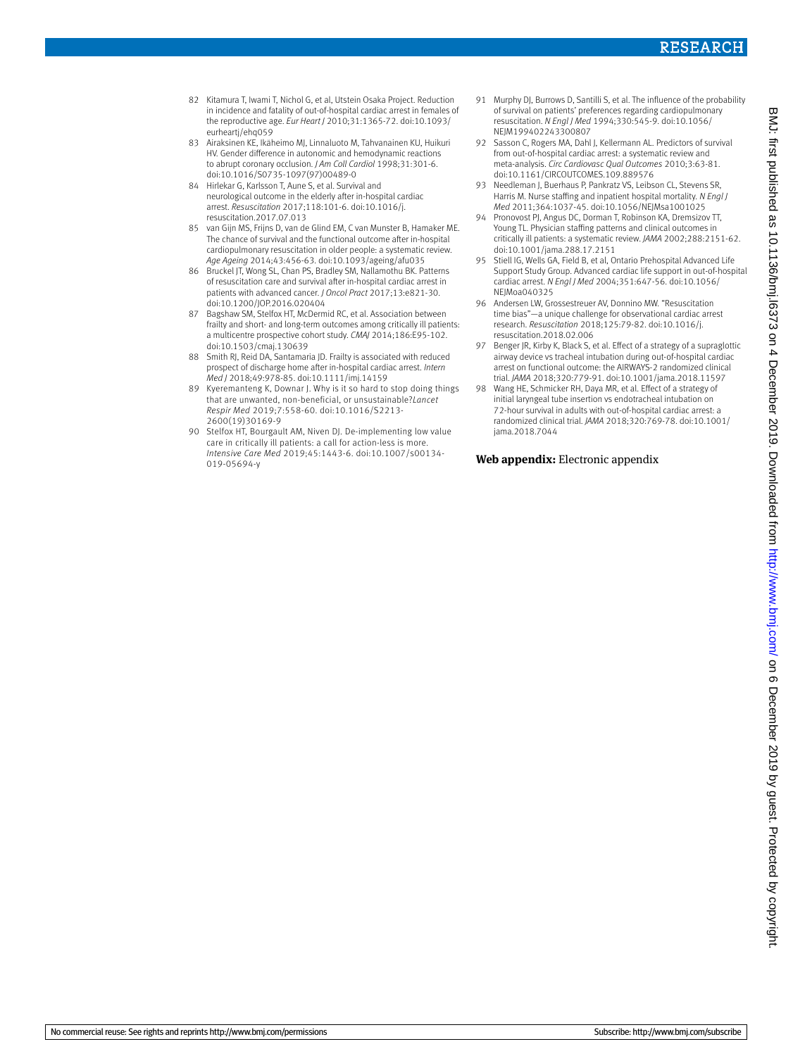82 Kitamura T, Iwami T, Nichol G, et al, Utstein Osaka Project. Reduction in incidence and fatality of out-of-hospital cardiac arrest in females of the reproductive age. *Eur Heart J* 2010;31:1365-72. doi:10.1093/eurheartj/ehq059

83 Airaksinen KE, Ikäheimo MJ, Linnaluoto M, Tahvanainen KU, Huikuri HV. Gender difference in autonomic and hemodynamic reactions to abrupt coronary occlusion. *J Am Coll Cardiol* 1998;31:301-6. doi:10.1016/S0735-1097(97)00489-0

84 Hirlekar G, Karlsson T, Aune S, et al. Survival and neurological outcome in the elderly after in-hospital cardiac arrest. *Resuscitation* 2017;118:101-6. doi:10.1016/j.resuscitation.2017.07.013

85 van Gijn MS, Frijns D, van de Glind EM, C van Munster B, Hamaker ME. The chance of survival and the functional outcome after in-hospital cardiopulmonary resuscitation in older people: a systematic review. *Age Ageing* 2014;43:456-63. doi:10.1093/ageing/afu035

86 Bruckel JT, Wong SL, Chan PS, Bradley SM, Nallamothu BK. Patterns of resuscitation care and survival after in-hospital cardiac arrest in patients with advanced cancer. *J Oncol Pract* 2017;13:e821-30. doi:10.1200/JOP.2016.020404

87 Bagshaw SM, Stelfox HT, McDermid RC, et al. Association between frailty and short- and long-term outcomes among critically ill patients: a multicentre prospective cohort study. *CMAJ* 2014;186:E95-102. doi:10.1503/cmaj.130639

88 Smith RJ, Reid DA, Santamaria JD. Frailty is associated with reduced prospect of discharge home after in-hospital cardiac arrest. *Intern Med J* 2018;49:978-85. doi:10.1111/imj.14159

89 Kyeremanteng K, Downar J. Why is it so hard to stop doing things that are unwanted, non-beneficial, or unsustainable?*Lancet Respir Med* 2019;7:558-60. doi:10.1016/S2213-2600(19)30169-9

90 Stelfox HT, Bourgault AM, Niven DJ. De-implementing low value care in critically ill patients: a call for action-less is more. *Intensive Care Med* 2019;45:1443-6. doi:10.1007/s00134-019-05694-y

91 Murphy DJ, Burrows D, Santilli S, et al. The influence of the probability of survival on patients' preferences regarding cardiopulmonary resuscitation. *N Engl J Med* 1994;330:545-9. doi:10.1056/NEJM199402243300807

92 Sasson C, Rogers MA, Dahl J, Kellermann AL. Predictors of survival from out-of-hospital cardiac arrest: a systematic review and meta-analysis. *Circ Cardiovasc Qual Outcomes* 2010;3:63-81. doi:10.1161/CIRCOUTCOMES.109.889576

93 Needleman J, Buerhaus P, Pankratz VS, Leibson CL, Stevens SR, Harris M. Nurse staffing and inpatient hospital mortality. *N Engl J Med* 2011;364:1037-45. doi:10.1056/NEJMsa1001025

94 Pronovost PJ, Angus DC, Dorman T, Robinson KA, Dremsizov TT, Young TL. Physician staffing patterns and clinical outcomes in critically ill patients: a systematic review. *JAMA* 2002;288:2151-62. doi:10.1001/jama.288.17.2151

95 Stiell IG, Wells GA, Field B, et al, Ontario Prehospital Advanced Life Support Study Group. Advanced cardiac life support in out-of-hospital cardiac arrest. *N Engl J Med* 2004;351:647-56. doi:10.1056/NEJMoa040325

96 Andersen LW, Grossestreuer AV, Donnino MW. "Resuscitation time bias"—a unique challenge for observational cardiac arrest research. *Resuscitation* 2018;125:79-82. doi:10.1016/j.resuscitation.2018.02.006

97 Benger JR, Kirby K, Black S, et al. Effect of a strategy of a supraglottic airway device vs tracheal intubation during out-of-hospital cardiac arrest on functional outcome: the AIRWAYS-2 randomized clinical trial. *JAMA* 2018;320:779-91. doi:10.1001/jama.2018.11597

98 Wang HE, Schmicker RH, Daya MR, et al. Effect of a strategy of initial laryngeal tube insertion vs endotracheal intubation on 72-hour survival in adults with out-of-hospital cardiac arrest: a randomized clinical trial. *JAMA* 2018;320:769-78. doi:10.1001/jama.2018.7044

**Web appendix:** Electronic appendix